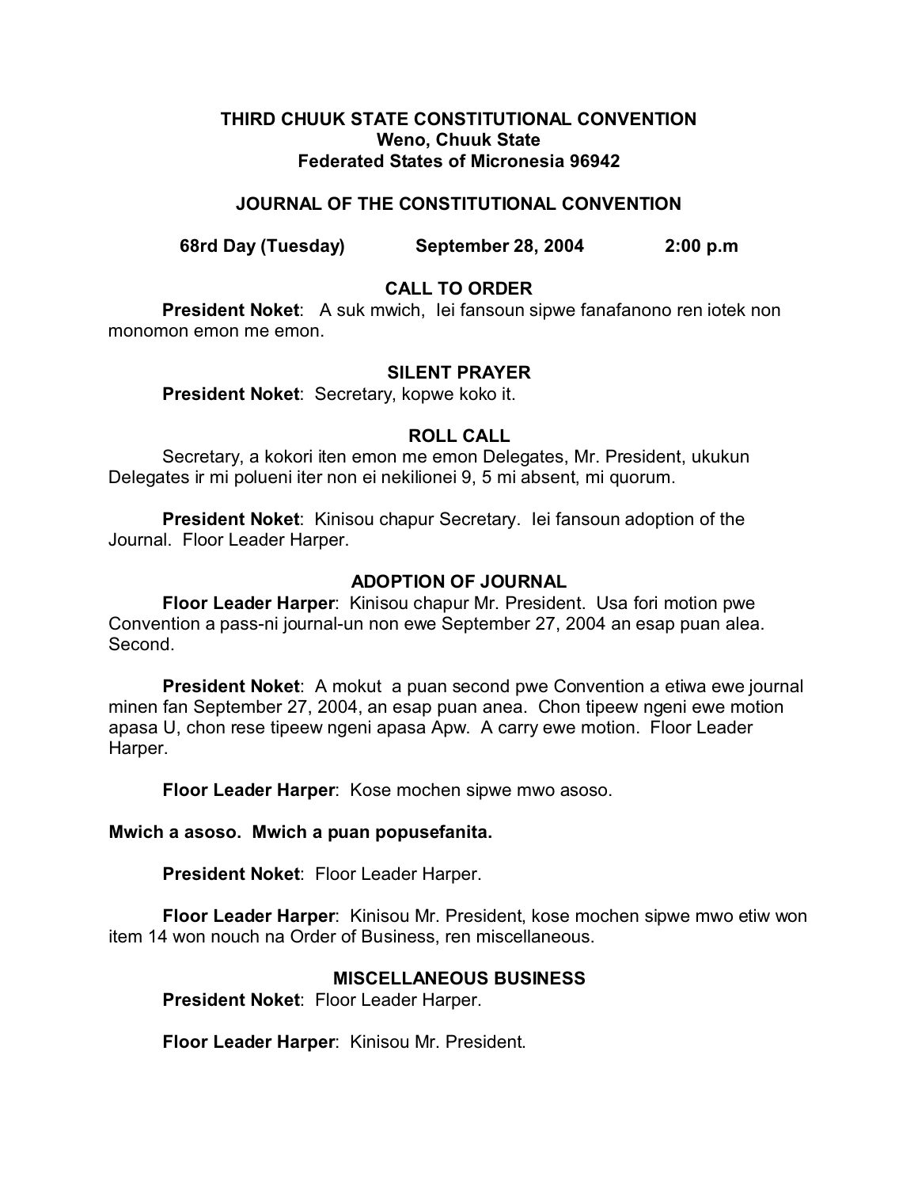**THIRD CHUUK STATE CONSTITUTIONAL CONVENTION**
**Weno, Chuuk State**
**Federated States of Micronesia 96942**

**JOURNAL OF THE CONSTITUTIONAL CONVENTION**

**68rd Day (Tuesday) September 28, 2004 2:00 p.m**

## CALL TO ORDER

**President Noket**: A suk mwich, Iei fansoun sipwe fanafanono ren iotek non monomon emon me emon.

## SILENT PRAYER

**President Noket**: Secretary, kopwe koko it.

## ROLL CALL

Secretary, a kokori iten emon me emon Delegates, Mr. President, ukukun Delegates ir mi polueni iter non ei nekilionei 9, 5 mi absent, mi quorum.

**President Noket**: Kinisou chapur Secretary. Iei fansoun adoption of the Journal. Floor Leader Harper.

## ADOPTION OF JOURNAL

**Floor Leader Harper**: Kinisou chapur Mr. President. Usa fori motion pwe Convention a pass-ni journal-un non ewe September 27, 2004 an esap puan alea. Second.

**President Noket**: A mokut a puan second pwe Convention a etiwa ewe journal minen fan September 27, 2004, an esap puan anea. Chon tipeew ngeni ewe motion apasa U, chon rese tipeew ngeni apasa Apw. A carry ewe motion. Floor Leader Harper.

**Floor Leader Harper**: Kose mochen sipwe mwo asoso.

**Mwich a asoso. Mwich a puan popusefanita.**

**President Noket**: Floor Leader Harper.

**Floor Leader Harper**: Kinisou Mr. President, kose mochen sipwe mwo etiw won item 14 won nouch na Order of Business, ren miscellaneous.

## MISCELLANEOUS BUSINESS

**President Noket**: Floor Leader Harper.

**Floor Leader Harper**: Kinisou Mr. President.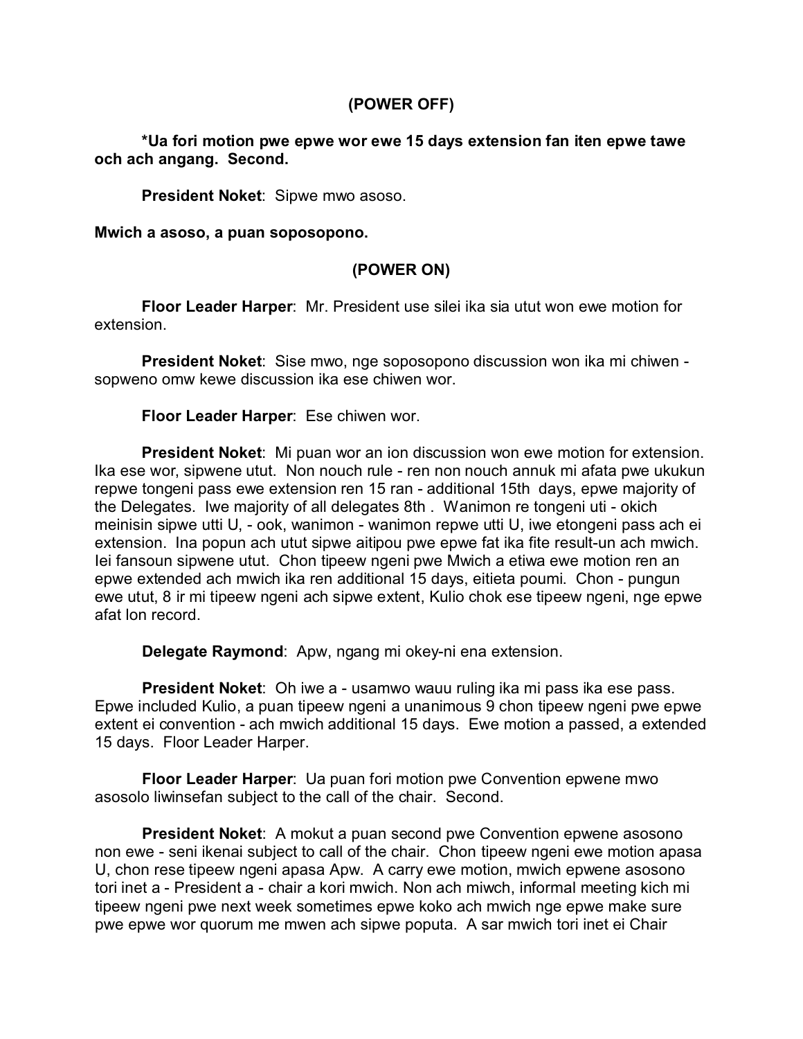**(POWER OFF)**

***Ua fori motion pwe epwe wor ewe 15 days extension fan iten epwe tawe och ach angang. Second.**

**President Noket**: Sipwe mwo asoso.

**Mwich a asoso, a puan soposopono.**

**(POWER ON)**

**Floor Leader Harper**: Mr. President use silei ika sia utut won ewe motion for extension.

**President Noket**: Sise mwo, nge soposopono discussion won ika mi chiwen - sopweno omw kewe discussion ika ese chiwen wor.

**Floor Leader Harper**: Ese chiwen wor.

**President Noket**: Mi puan wor an ion discussion won ewe motion for extension. Ika ese wor, sipwene utut. Non nouch rule - ren non nouch annuk mi afata pwe ukukun repwe tongeni pass ewe extension ren 15 ran - additional 15th days, epwe majority of the Delegates. Iwe majority of all delegates 8th . Wanimon re tongeni uti - okich meinisin sipwe utti U, - ook, wanimon - wanimon repwe utti U, iwe etongeni pass ach ei extension. Ina popun ach utut sipwe aitipou pwe epwe fat ika fite result-un ach mwich. Iei fansoun sipwene utut. Chon tipeew ngeni pwe Mwich a etiwa ewe motion ren an epwe extended ach mwich ika ren additional 15 days, eitieta poumi. Chon - pungun ewe utut, 8 ir mi tipeew ngeni ach sipwe extent, Kulio chok ese tipeew ngeni, nge epwe afat lon record.

**Delegate Raymond**: Apw, ngang mi okey-ni ena extension.

**President Noket**: Oh iwe a - usamwo wauu ruling ika mi pass ika ese pass. Epwe included Kulio, a puan tipeew ngeni a unanimous 9 chon tipeew ngeni pwe epwe extent ei convention - ach mwich additional 15 days. Ewe motion a passed, a extended 15 days. Floor Leader Harper.

**Floor Leader Harper**: Ua puan fori motion pwe Convention epwene mwo asosolo liwinsefan subject to the call of the chair. Second.

**President Noket**: A mokut a puan second pwe Convention epwene asosono non ewe - seni ikenai subject to call of the chair. Chon tipeew ngeni ewe motion apasa U, chon rese tipeew ngeni apasa Apw. A carry ewe motion, mwich epwene asosono tori inet a - President a - chair a kori mwich. Non ach miwch, informal meeting kich mi tipeew ngeni pwe next week sometimes epwe koko ach mwich nge epwe make sure pwe epwe wor quorum me mwen ach sipwe poputa. A sar mwich tori inet ei Chair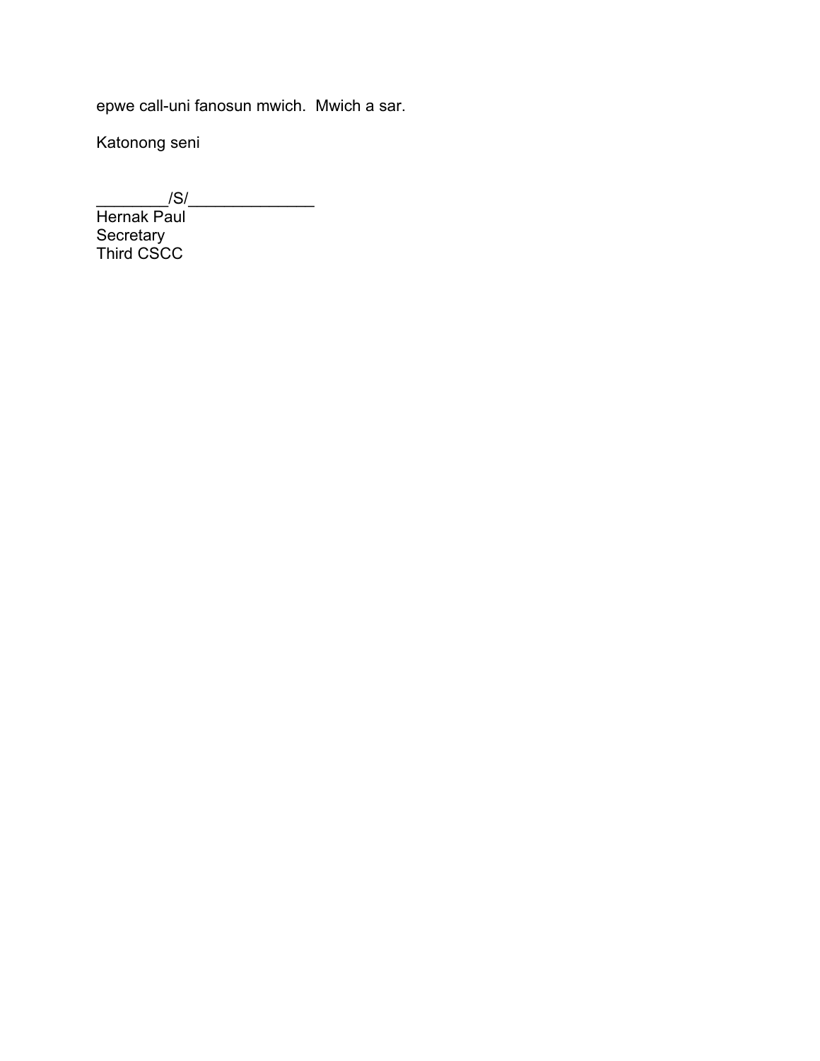epwe call-uni fanosun mwich.  Mwich a sar.

Katonong seni

________/S/______________
Hernak Paul
Secretary
Third CSCC